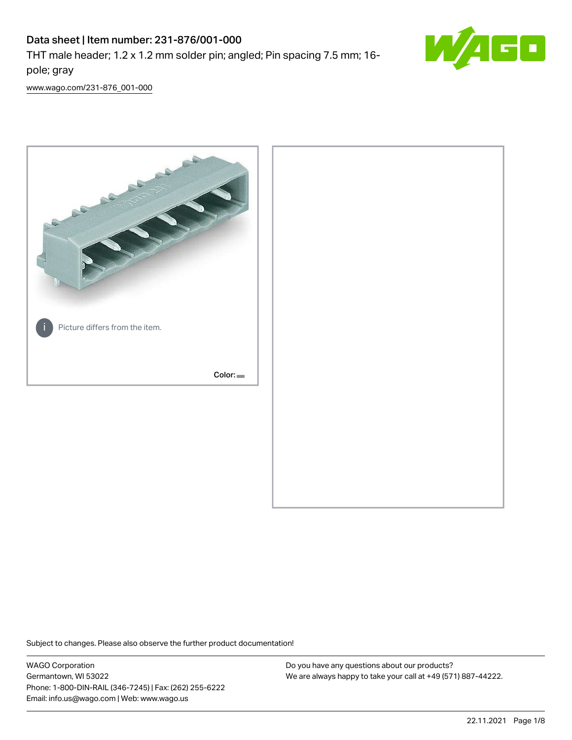# Data sheet | Item number: 231-876/001-000

THT male header; 1.2 x 1.2 mm solder pin; angled; Pin spacing 7.5 mm; 16-pole; gray

[www.wago.com/231-876_001-000](http://www.wago.com/231-876_001-000)

Picture differs from the item.

Color:

Subject to changes. Please also observe the further product documentation!

WAGO Corporation
Germantown, WI 53022
Phone: 1-800-DIN-RAIL (346-7245) | Fax: (262) 255-6222
Email: info.us@wago.com | Web: www.wago.us

Do you have any questions about our products?
We are always happy to take your call at +49 (571) 887-44222.

22.11.2021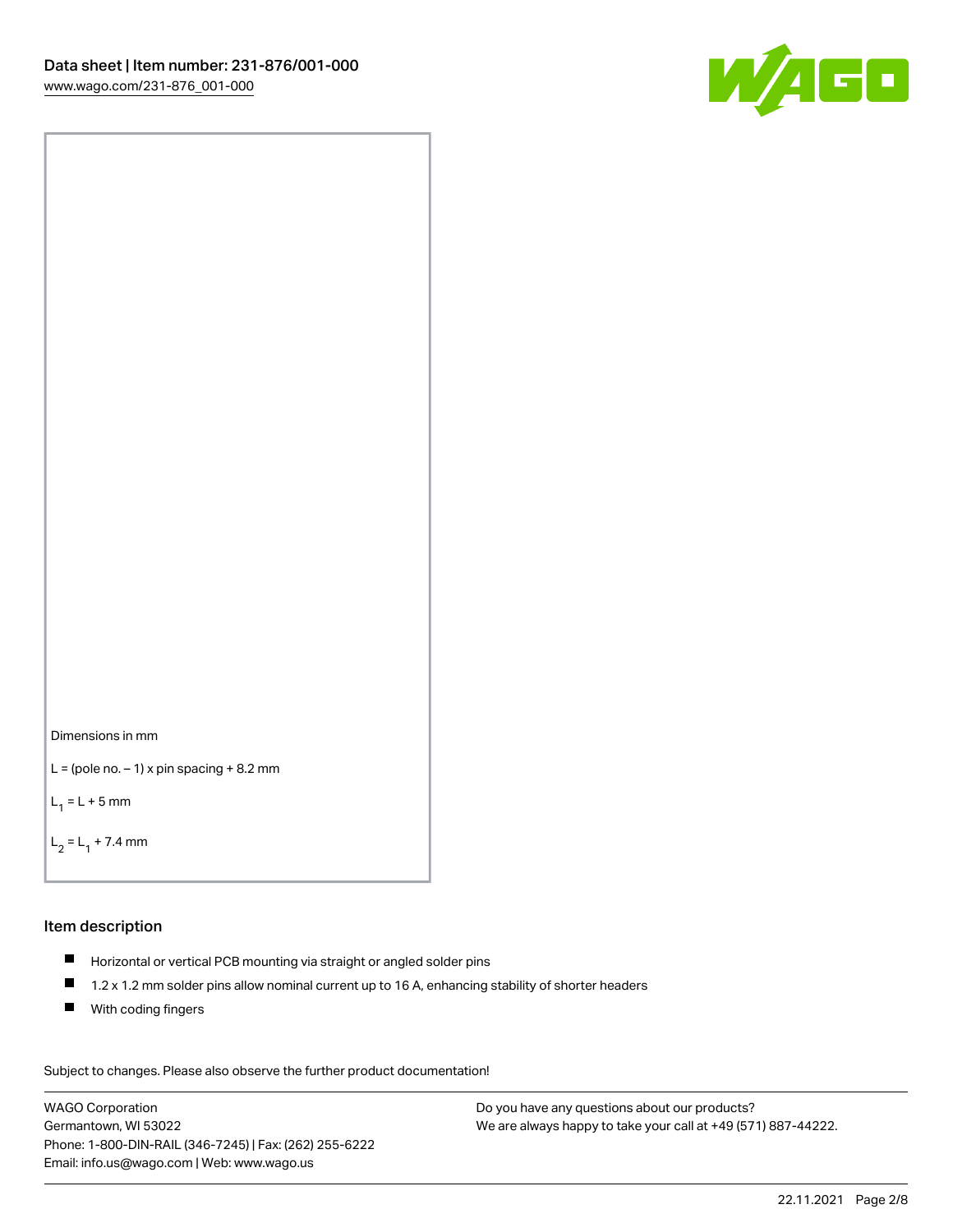Dimensions in mm

L = (pole no. – 1) x pin spacing + 8.2 mm

$L_1$ = L + 5 mm

$L_2$ = $L_1$ + 7.4 mm

## Item description

- Horizontal or vertical PCB mounting via straight or angled solder pins
- 1.2 x 1.2 mm solder pins allow nominal current up to 16 A, enhancing stability of shorter headers
- With coding fingers

Subject to changes. Please also observe the further product documentation!

WAGO Corporation
Germantown, WI 53022
Phone: 1-800-DIN-RAIL (346-7245) | Fax: (262) 255-6222
Email: info.us@wago.com | Web: www.wago.us

Do you have any questions about our products?
We are always happy to take your call at +49 (571) 887-44222.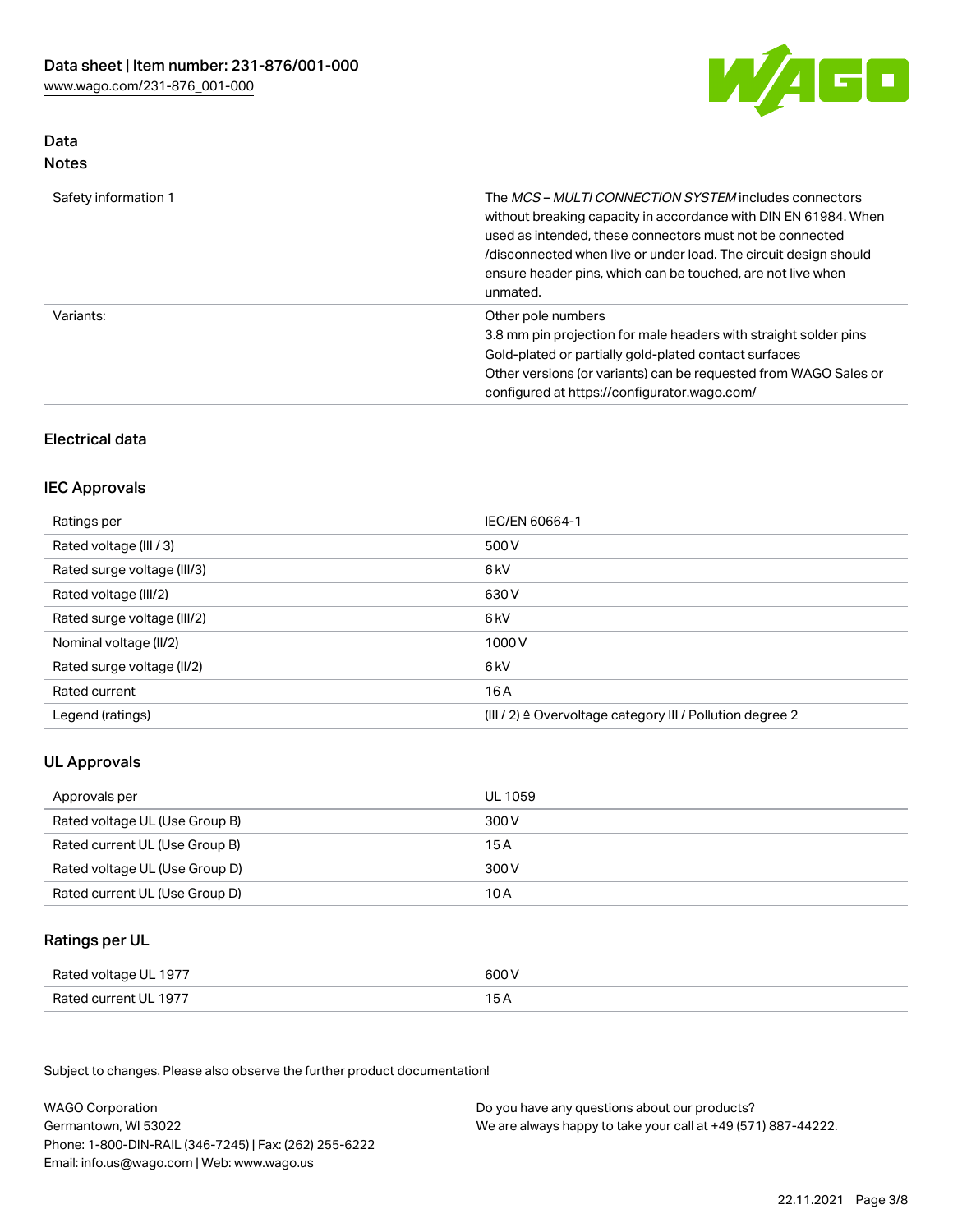## Data

### Notes

| | |
|---|---|
| Safety information 1 | The *MCS – MULTI CONNECTION SYSTEM* includes connectors without breaking capacity in accordance with DIN EN 61984. When used as intended, these connectors must not be connected /disconnected when live or under load. The circuit design should ensure header pins, which can be touched, are not live when unmated. |
| Variants: | Other pole numbers<br>3.8 mm pin projection for male headers with straight solder pins<br>Gold-plated or partially gold-plated contact surfaces<br>Other versions (or variants) can be requested from WAGO Sales or configured at https://configurator.wago.com/ |

## Electrical data

### IEC Approvals

| | |
|---|---|
| Ratings per | IEC/EN 60664-1 |
| Rated voltage (III / 3) | 500 V |
| Rated surge voltage (III/3) | 6 kV |
| Rated voltage (III/2) | 630 V |
| Rated surge voltage (III/2) | 6 kV |
| Nominal voltage (II/2) | 1000 V |
| Rated surge voltage (II/2) | 6 kV |
| Rated current | 16 A |
| Legend (ratings) | (III / 2) ≙ Overvoltage category III / Pollution degree 2 |

### UL Approvals

| | |
|---|---|
| Approvals per | UL 1059 |
| Rated voltage UL (Use Group B) | 300 V |
| Rated current UL (Use Group B) | 15 A |
| Rated voltage UL (Use Group D) | 300 V |
| Rated current UL (Use Group D) | 10 A |

### Ratings per UL

| | |
|---|---|
| Rated voltage UL 1977 | 600 V |
| Rated current UL 1977 | 15 A |

Subject to changes. Please also observe the further product documentation!

WAGO Corporation
Germantown, WI 53022
Phone: 1-800-DIN-RAIL (346-7245) | Fax: (262) 255-6222
Email: info.us@wago.com | Web: www.wago.us

Do you have any questions about our products?
We are always happy to take your call at +49 (571) 887-44222.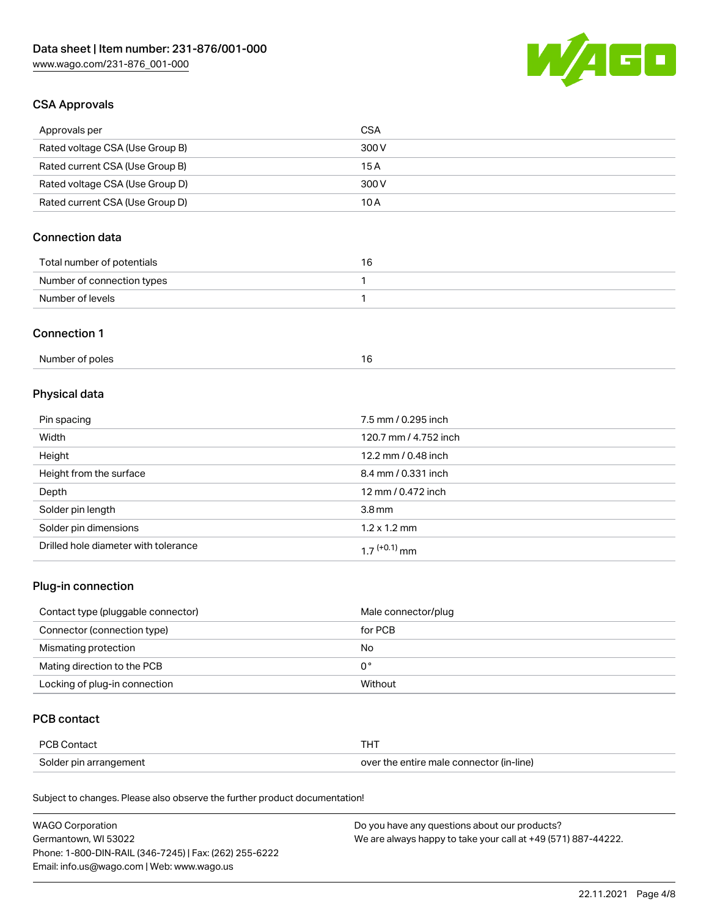## CSA Approvals

| Approvals per | CSA |
|---|---|
| Rated voltage CSA (Use Group B) | 300 V |
| Rated current CSA (Use Group B) | 15 A |
| Rated voltage CSA (Use Group D) | 300 V |
| Rated current CSA (Use Group D) | 10 A |

## Connection data

| Total number of potentials | 16 |
|---|---|
| Number of connection types | 1 |
| Number of levels | 1 |

## Connection 1

| Number of poles | 16 |
|---|---|

## Physical data

| Pin spacing | 7.5 mm / 0.295 inch |
|---|---|
| Width | 120.7 mm / 4.752 inch |
| Height | 12.2 mm / 0.48 inch |
| Height from the surface | 8.4 mm / 0.331 inch |
| Depth | 12 mm / 0.472 inch |
| Solder pin length | 3.8 mm |
| Solder pin dimensions | 1.2 x 1.2 mm |
| Drilled hole diameter with tolerance | $1.7^{(+0.1)}$ mm |

## Plug-in connection

| Contact type (pluggable connector) | Male connector/plug |
|---|---|
| Connector (connection type) | for PCB |
| Mismating protection | No |
| Mating direction to the PCB | 0 ° |
| Locking of plug-in connection | Without |

## PCB contact

| PCB Contact | THT |
|---|---|
| Solder pin arrangement | over the entire male connector (in-line) |

Subject to changes. Please also observe the further product documentation!

WAGO Corporation
Germantown, WI 53022
Phone: 1-800-DIN-RAIL (346-7245) | Fax: (262) 255-6222
Email: info.us@wago.com | Web: www.wago.us

Do you have any questions about our products?
We are always happy to take your call at +49 (571) 887-44222.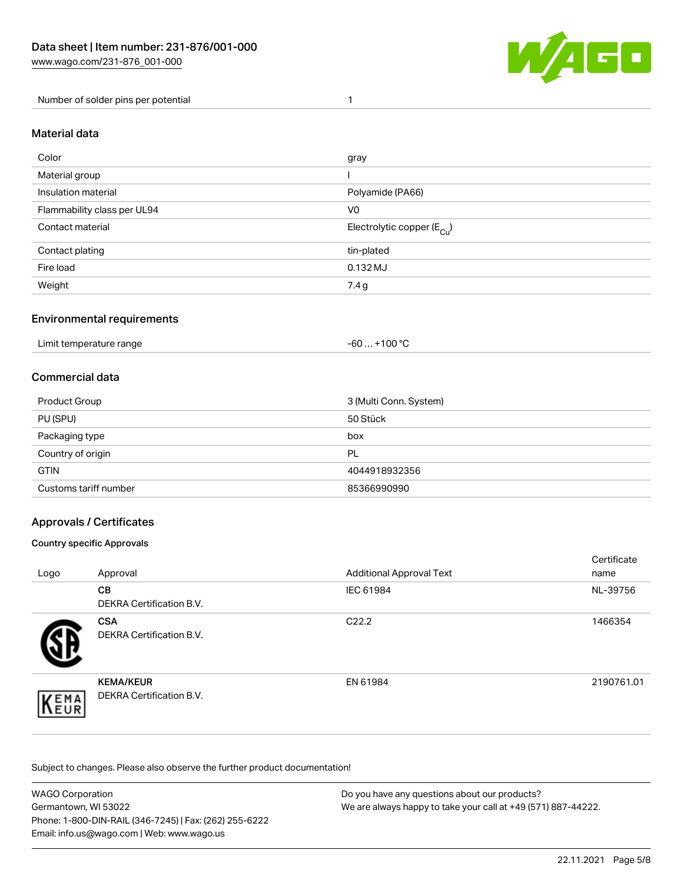| | |
|---|---|
| Number of solder pins per potential | 1 |

## Material data

| | |
|---|---|
| Color | gray |
| Material group | I |
| Insulation material | Polyamide (PA66) |
| Flammability class per UL94 | V0 |
| Contact material | Electrolytic copper ($E_{Cu}$) |
| Contact plating | tin-plated |
| Fire load | 0.132 MJ |
| Weight | 7.4 g |

## Environmental requirements

| | |
|---|---|
| Limit temperature range | -60 … +100 °C |

## Commercial data

| | |
|---|---|
| Product Group | 3 (Multi Conn. System) |
| PU (SPU) | 50 Stück |
| Packaging type | box |
| Country of origin | PL |
| GTIN | 4044918932356 |
| Customs tariff number | 85366990990 |

## Approvals / Certificates

### Country specific Approvals

| Logo | Approval | Additional Approval Text | Certificate name |
|---|---|---|---|
| | **CB**<br>DEKRA Certification B.V. | IEC 61984 | NL-39756 |
| | **CSA**<br>DEKRA Certification B.V. | C22.2 | 1466354 |
| | **KEMA/KEUR**<br>DEKRA Certification B.V. | EN 61984 | 2190761.01 |

Subject to changes. Please also observe the further product documentation!

WAGO Corporation
Germantown, WI 53022
Phone: 1-800-DIN-RAIL (346-7245) | Fax: (262) 255-6222
Email: info.us@wago.com | Web: www.wago.us

Do you have any questions about our products?
We are always happy to take your call at +49 (571) 887-44222.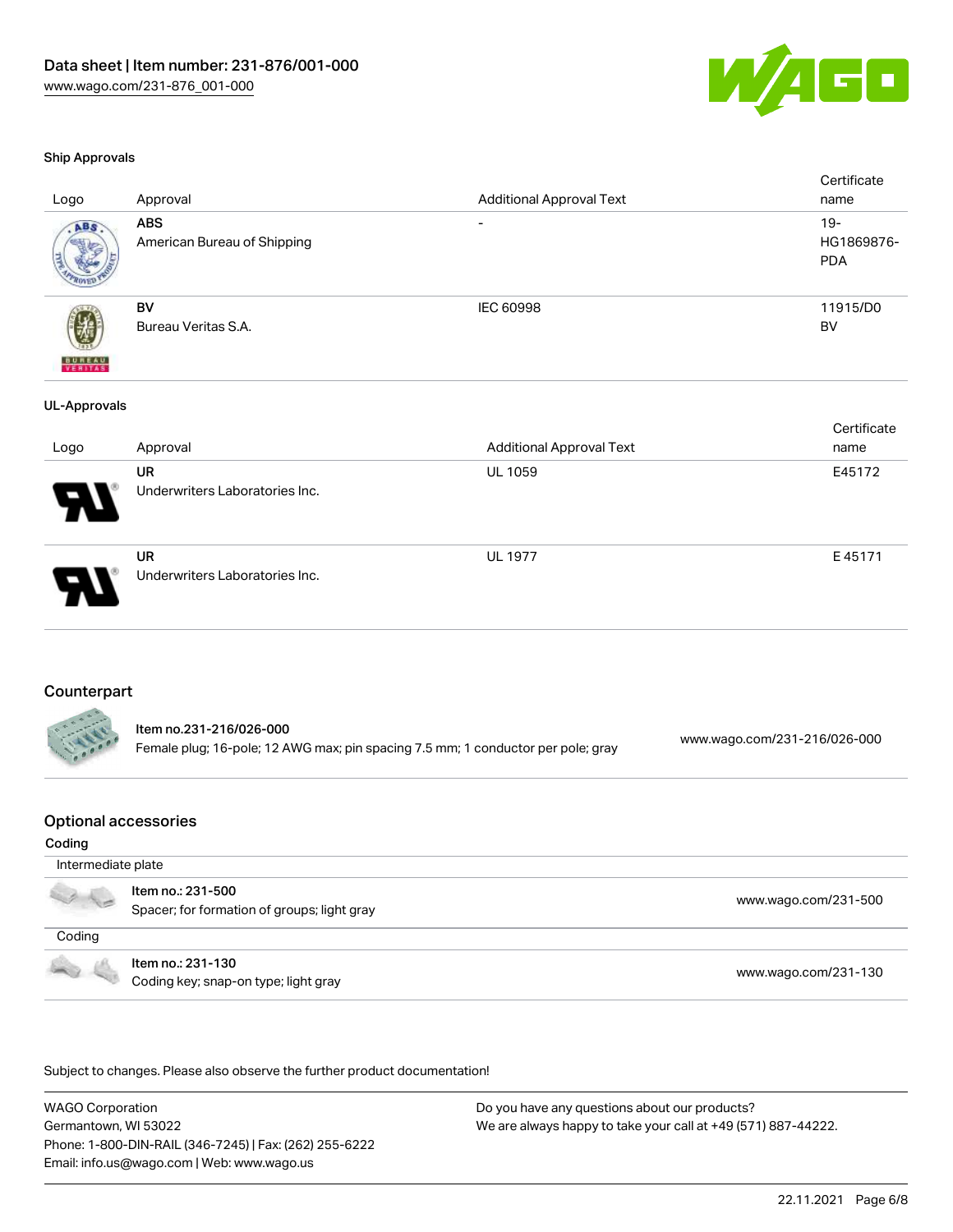### Ship Approvals

| Logo | Approval | Additional Approval Text | Certificate name |
|---|---|---|---|
| | **ABS**<br>American Bureau of Shipping | - | 19-HG1869876-PDA |
| | **BV**<br>Bureau Veritas S.A. | IEC 60998 | 11915/D0 BV |

### UL-Approvals

| Logo | Approval | Additional Approval Text | Certificate name |
|---|---|---|---|
| | **UR**<br>Underwriters Laboratories Inc. | UL 1059 | E45172 |
| | **UR**<br>Underwriters Laboratories Inc. | UL 1977 | E 45171 |

## Counterpart

Item no.231-216/026-000
Female plug; 16-pole; 12 AWG max; pin spacing 7.5 mm; 1 conductor per pole; gray
www.wago.com/231-216/026-000

## Optional accessories

**Coding**

Intermediate plate

Item no.: 231-500
Spacer; for formation of groups; light gray
www.wago.com/231-500

Coding

Item no.: 231-130
Coding key; snap-on type; light gray
www.wago.com/231-130

Subject to changes. Please also observe the further product documentation!

WAGO Corporation
Germantown, WI 53022
Phone: 1-800-DIN-RAIL (346-7245) | Fax: (262) 255-6222
Email: info.us@wago.com | Web: www.wago.us

Do you have any questions about our products?
We are always happy to take your call at +49 (571) 887-44222.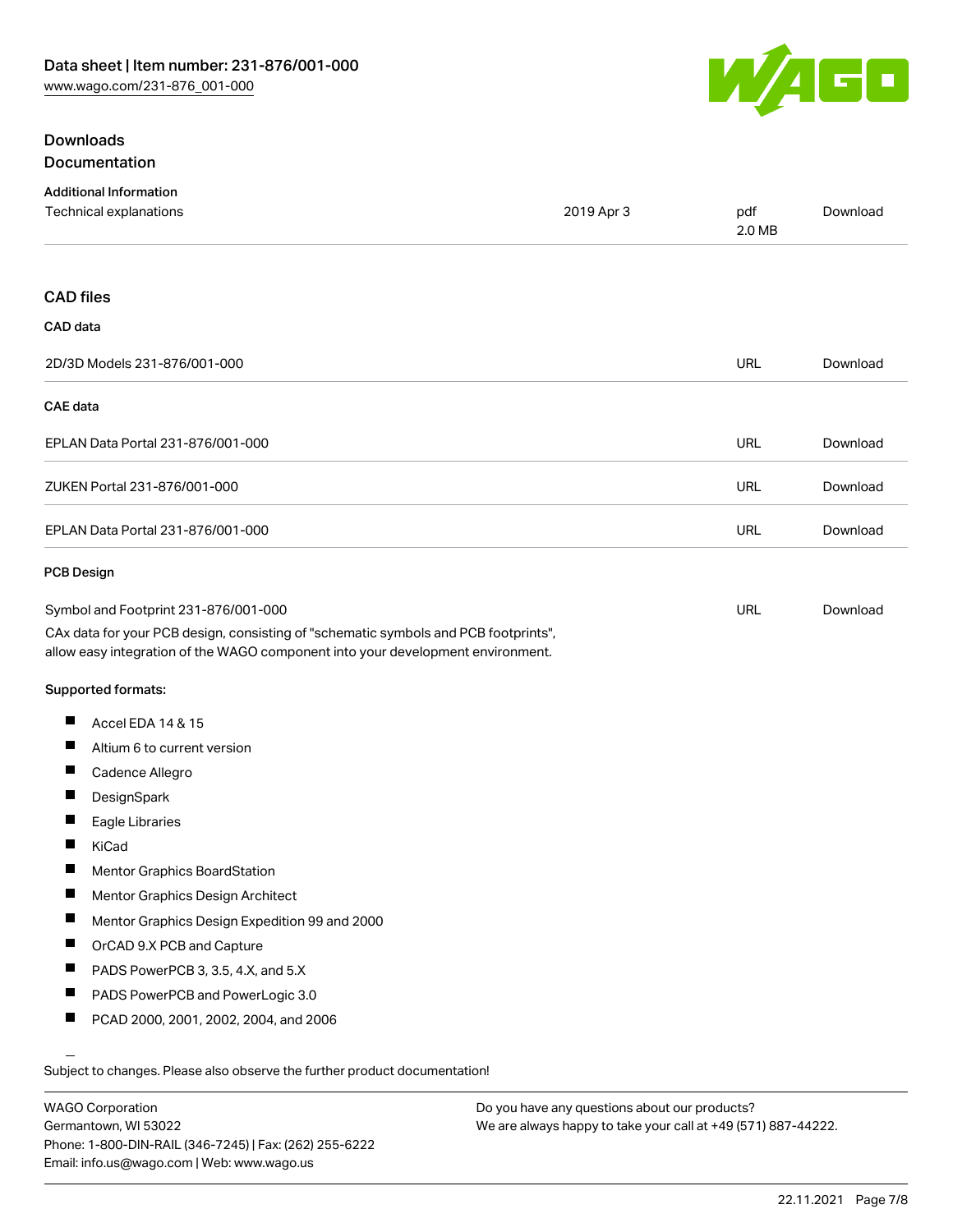## Downloads

### Documentation

#### Additional Information

| | | | |
|---|---|---|---|
| Technical explanations | 2019 Apr 3 | pdf 2.0 MB | Download |

### CAD files

#### CAD data

| | | |
|---|---|---|
| 2D/3D Models 231-876/001-000 | URL | Download |

#### CAE data

| | | |
|---|---|---|
| EPLAN Data Portal 231-876/001-000 | URL | Download |
| ZUKEN Portal 231-876/001-000 | URL | Download |
| EPLAN Data Portal 231-876/001-000 | URL | Download |

#### PCB Design

| | | |
|---|---|---|
| Symbol and Footprint 231-876/001-000 | URL | Download |

CAx data for your PCB design, consisting of "schematic symbols and PCB footprints", allow easy integration of the WAGO component into your development environment.

**Supported formats:**

- Accel EDA 14 & 15
- Altium 6 to current version
- Cadence Allegro
- DesignSpark
- Eagle Libraries
- KiCad
- Mentor Graphics BoardStation
- Mentor Graphics Design Architect
- Mentor Graphics Design Expedition 99 and 2000
- OrCAD 9.X PCB and Capture
- PADS PowerPCB 3, 3.5, 4.X, and 5.X
- PADS PowerPCB and PowerLogic 3.0
- PCAD 2000, 2001, 2002, 2004, and 2006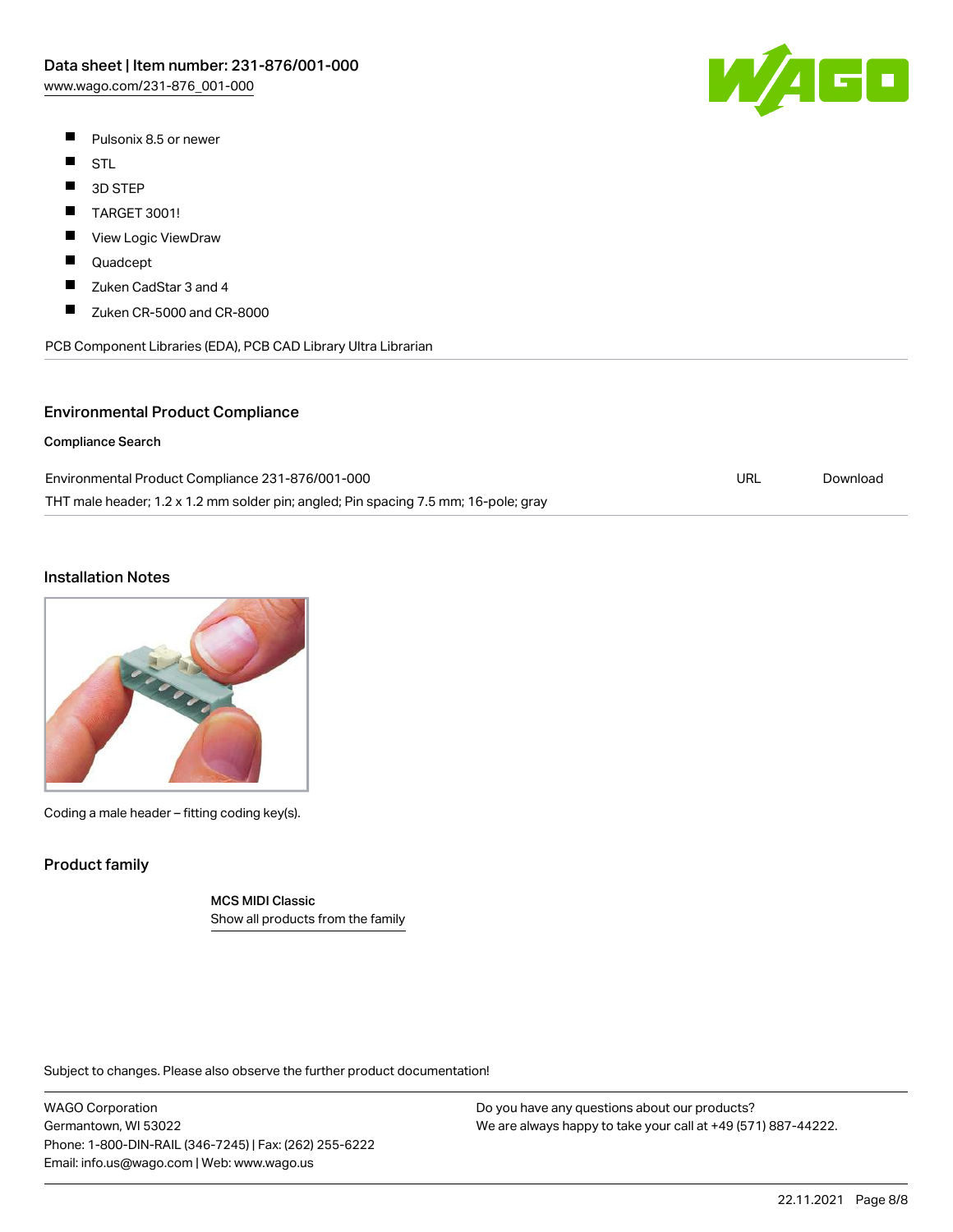- Pulsonix 8.5 or newer
- STL
- 3D STEP
- TARGET 3001!
- View Logic ViewDraw
- Quadcept
- Zuken CadStar 3 and 4
- Zuken CR-5000 and CR-8000

PCB Component Libraries (EDA), PCB CAD Library Ultra Librarian

## Environmental Product Compliance

**Compliance Search**

| | | |
|---|---|---|
| Environmental Product Compliance 231-876/001-000<br>THT male header; 1.2 x 1.2 mm solder pin; angled; Pin spacing 7.5 mm; 16-pole; gray | URL | Download |

## Installation Notes

Coding a male header – fitting coding key(s).

## Product family

MCS MIDI Classic
Show all products from the family

Subject to changes. Please also observe the further product documentation!

WAGO Corporation
Germantown, WI 53022
Phone: 1-800-DIN-RAIL (346-7245) | Fax: (262) 255-6222
Email: info.us@wago.com | Web: www.wago.us

Do you have any questions about our products?
We are always happy to take your call at +49 (571) 887-44222.